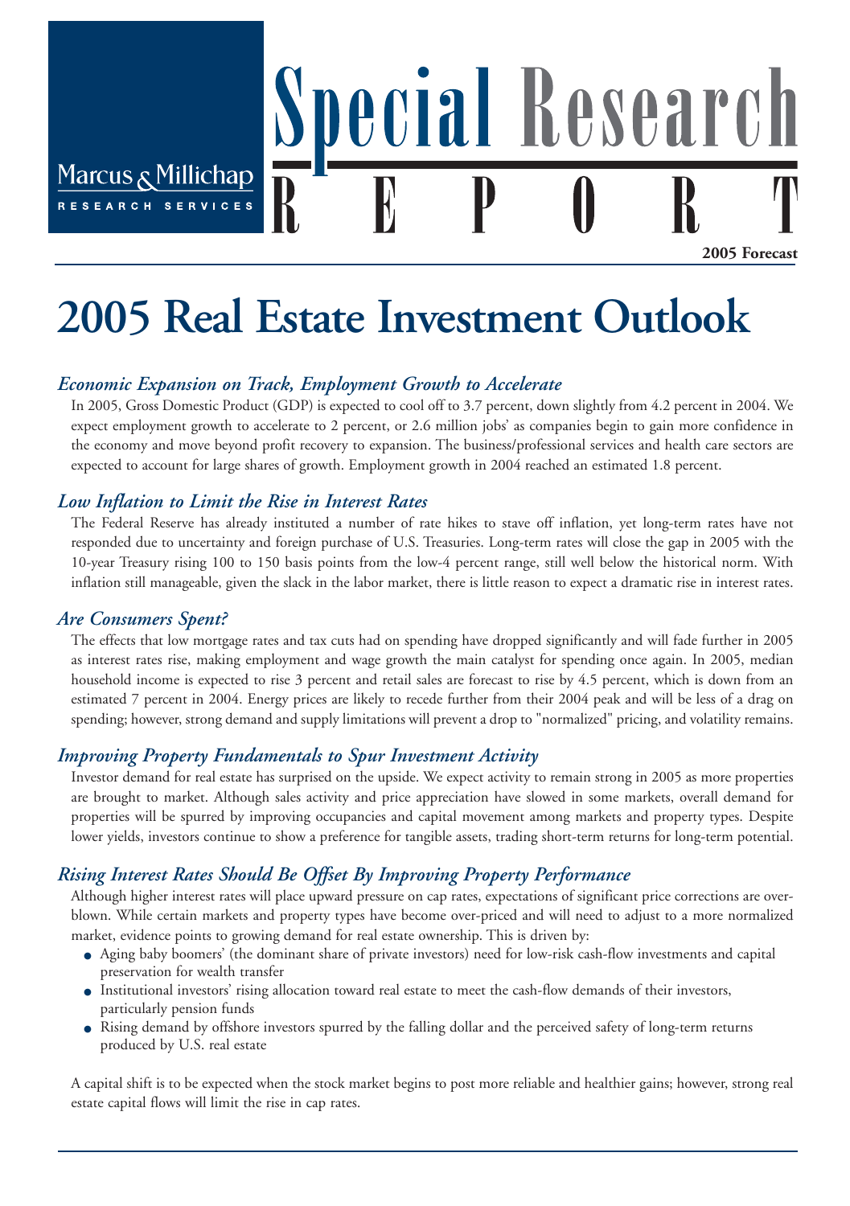Marcus & Millichap
RESEARCH SERVICES

Special Research REPORT

**2005 Forecast**

# 2005 Real Estate Investment Outlook

## *Economic Expansion on Track, Employment Growth to Accelerate*

In 2005, Gross Domestic Product (GDP) is expected to cool off to 3.7 percent, down slightly from 4.2 percent in 2004. We expect employment growth to accelerate to 2 percent, or 2.6 million jobs' as companies begin to gain more confidence in the economy and move beyond profit recovery to expansion. The business/professional services and health care sectors are expected to account for large shares of growth. Employment growth in 2004 reached an estimated 1.8 percent.

## *Low Inflation to Limit the Rise in Interest Rates*

The Federal Reserve has already instituted a number of rate hikes to stave off inflation, yet long-term rates have not responded due to uncertainty and foreign purchase of U.S. Treasuries. Long-term rates will close the gap in 2005 with the 10-year Treasury rising 100 to 150 basis points from the low-4 percent range, still well below the historical norm. With inflation still manageable, given the slack in the labor market, there is little reason to expect a dramatic rise in interest rates.

## *Are Consumers Spent?*

The effects that low mortgage rates and tax cuts had on spending have dropped significantly and will fade further in 2005 as interest rates rise, making employment and wage growth the main catalyst for spending once again. In 2005, median household income is expected to rise 3 percent and retail sales are forecast to rise by 4.5 percent, which is down from an estimated 7 percent in 2004. Energy prices are likely to recede further from their 2004 peak and will be less of a drag on spending; however, strong demand and supply limitations will prevent a drop to "normalized" pricing, and volatility remains.

## *Improving Property Fundamentals to Spur Investment Activity*

Investor demand for real estate has surprised on the upside. We expect activity to remain strong in 2005 as more properties are brought to market. Although sales activity and price appreciation have slowed in some markets, overall demand for properties will be spurred by improving occupancies and capital movement among markets and property types. Despite lower yields, investors continue to show a preference for tangible assets, trading short-term returns for long-term potential.

## *Rising Interest Rates Should Be Offset By Improving Property Performance*

Although higher interest rates will place upward pressure on cap rates, expectations of significant price corrections are overblown. While certain markets and property types have become over-priced and will need to adjust to a more normalized market, evidence points to growing demand for real estate ownership. This is driven by:

- Aging baby boomers' (the dominant share of private investors) need for low-risk cash-flow investments and capital preservation for wealth transfer
- Institutional investors' rising allocation toward real estate to meet the cash-flow demands of their investors, particularly pension funds
- Rising demand by offshore investors spurred by the falling dollar and the perceived safety of long-term returns produced by U.S. real estate

A capital shift is to be expected when the stock market begins to post more reliable and healthier gains; however, strong real estate capital flows will limit the rise in cap rates.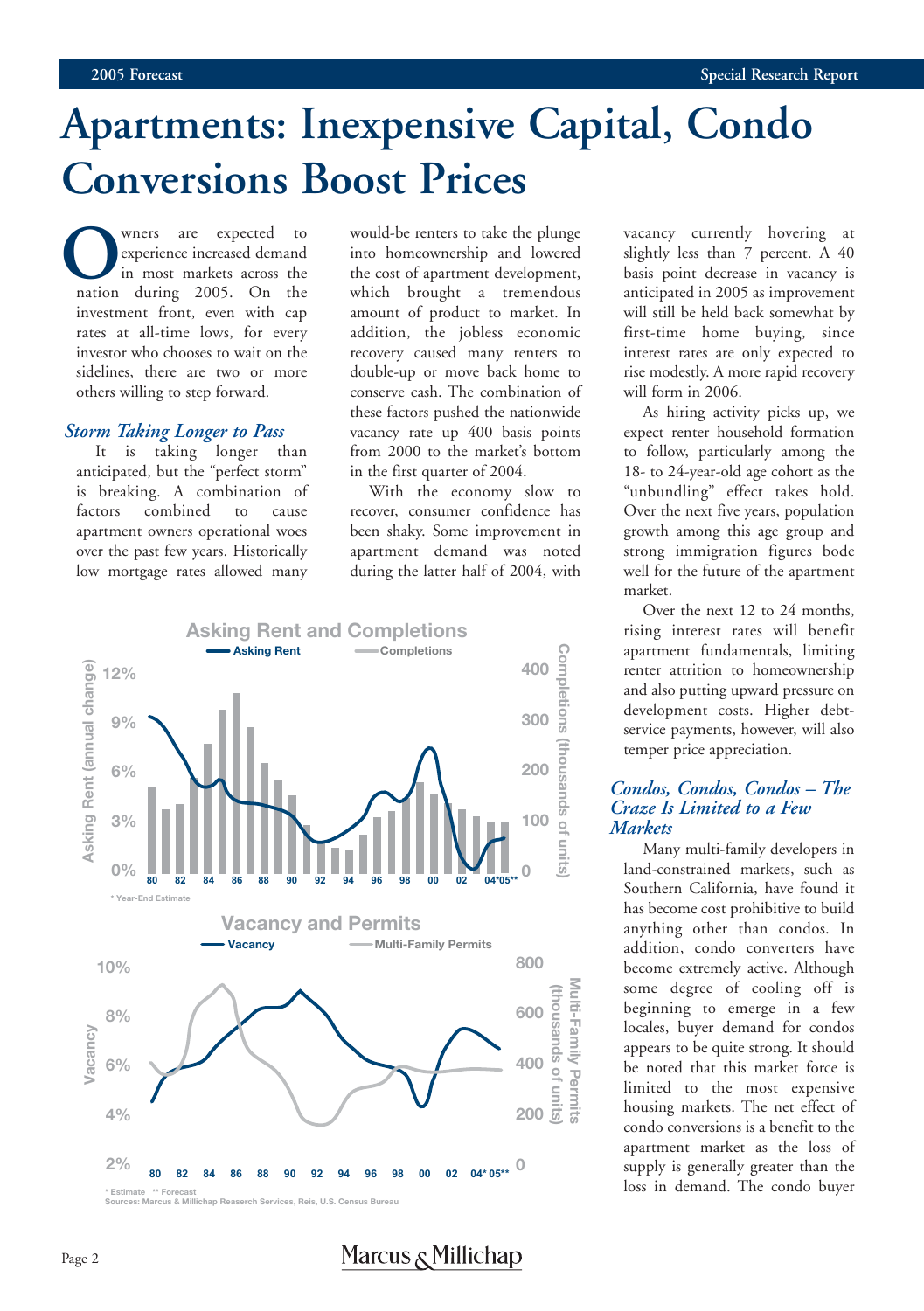# Apartments: Inexpensive Capital, Condo Conversions Boost Prices

Owners are expected to experience increased demand in most markets across the nation during 2005. On the investment front, even with cap rates at all-time lows, for every investor who chooses to wait on the sidelines, there are two or more others willing to step forward.

### *Storm Taking Longer to Pass*

It is taking longer than anticipated, but the "perfect storm" is breaking. A combination of factors combined to cause apartment owners operational woes over the past few years. Historically low mortgage rates allowed many would-be renters to take the plunge into homeownership and lowered the cost of apartment development, which brought a tremendous amount of product to market. In addition, the jobless economic recovery caused many renters to double-up or move back home to conserve cash. The combination of these factors pushed the nationwide vacancy rate up 400 basis points from 2000 to the market's bottom in the first quarter of 2004.

With the economy slow to recover, consumer confidence has been shaky. Some improvement in apartment demand was noted during the latter half of 2004, with vacancy currently hovering at slightly less than 7 percent. A 40 basis point decrease in vacancy is anticipated in 2005 as improvement will still be held back somewhat by first-time home buying, since interest rates are only expected to rise modestly. A more rapid recovery will form in 2006.

As hiring activity picks up, we expect renter household formation to follow, particularly among the 18- to 24-year-old age cohort as the "unbundling" effect takes hold. Over the next five years, population growth among this age group and strong immigration figures bode well for the future of the apartment market.

Over the next 12 to 24 months, rising interest rates will benefit apartment fundamentals, limiting renter attrition to homeownership and also putting upward pressure on development costs. Higher debt-service payments, however, will also temper price appreciation.

**Asking Rent and Completions**

Asking Rent (annual change) / Completions (thousands of units)

\* Year-End Estimate

**Vacancy and Permits**

Vacancy / Multi-Family Permits (thousands of units)

\* Estimate \*\* Forecast
Sources: Marcus & Millichap Reaserch Services, Reis, U.S. Census Bureau

### *Condos, Condos, Condos – The Craze Is Limited to a Few Markets*

Many multi-family developers in land-constrained markets, such as Southern California, have found it has become cost prohibitive to build anything other than condos. In addition, condo converters have become extremely active. Although some degree of cooling off is beginning to emerge in a few locales, buyer demand for condos appears to be quite strong. It should be noted that this market force is limited to the most expensive housing markets. The net effect of condo conversions is a benefit to the apartment market as the loss of supply is generally greater than the loss in demand. The condo buyer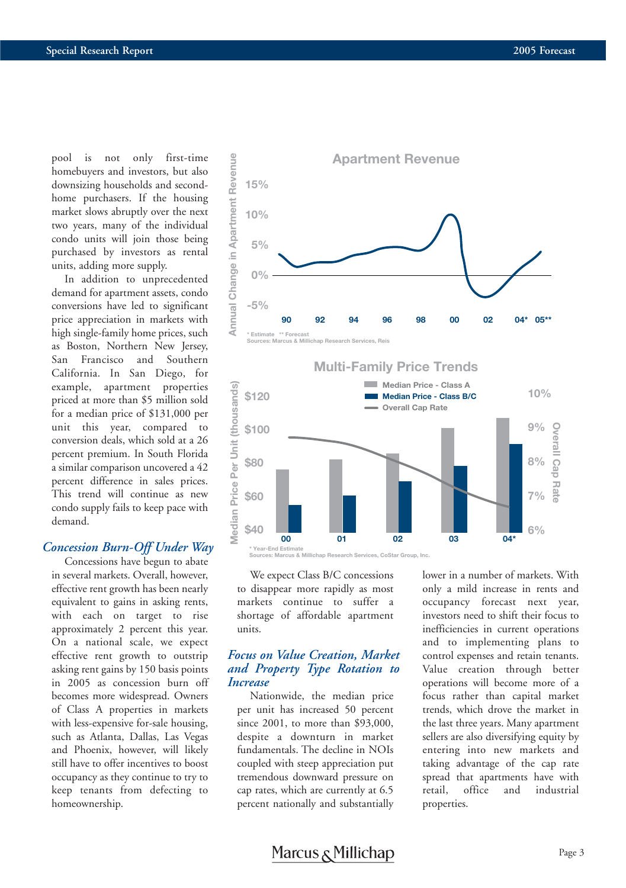pool is not only first-time homebuyers and investors, but also downsizing households and second-home purchasers. If the housing market slows abruptly over the next two years, many of the individual condo units will join those being purchased by investors as rental units, adding more supply.

In addition to unprecedented demand for apartment assets, condo conversions have led to significant price appreciation in markets with high single-family home prices, such as Boston, Northern New Jersey, San Francisco and Southern California. In San Diego, for example, apartment properties priced at more than $5 million sold for a median price of $131,000 per unit this year, compared to conversion deals, which sold at a 26 percent premium. In South Florida a similar comparison uncovered a 42 percent difference in sales prices. This trend will continue as new condo supply fails to keep pace with demand.

## *Concession Burn-Off Under Way*

Concessions have begun to abate in several markets. Overall, however, effective rent growth has been nearly equivalent to gains in asking rents, with each on target to rise approximately 2 percent this year. On a national scale, we expect effective rent growth to outstrip asking rent gains by 150 basis points in 2005 as concession burn off becomes more widespread. Owners of Class A properties in markets with less-expensive for-sale housing, such as Atlanta, Dallas, Las Vegas and Phoenix, however, will likely still have to offer incentives to boost occupancy as they continue to try to keep tenants from defecting to homeownership.

**Apartment Revenue**

\* Estimate ** Forecast
Sources: Marcus & Millichap Research Services, Reis

**Multi-Family Price Trends**

\* Year-End Estimate
Sources: Marcus & Millichap Research Services, CoStar Group, Inc.

We expect Class B/C concessions to disappear more rapidly as most markets continue to suffer a shortage of affordable apartment units.

## *Focus on Value Creation, Market and Property Type Rotation to Increase*

Nationwide, the median price per unit has increased 50 percent since 2001, to more than $93,000, despite a downturn in market fundamentals. The decline in NOIs coupled with steep appreciation put tremendous downward pressure on cap rates, which are currently at 6.5 percent nationally and substantially lower in a number of markets. With only a mild increase in rents and occupancy forecast next year, investors need to shift their focus to inefficiencies in current operations and to implementing plans to control expenses and retain tenants. Value creation through better operations will become more of a focus rather than capital market trends, which drove the market in the last three years. Many apartment sellers are also diversifying equity by entering into new markets and taking advantage of the cap rate spread that apartments have with retail, office and industrial properties.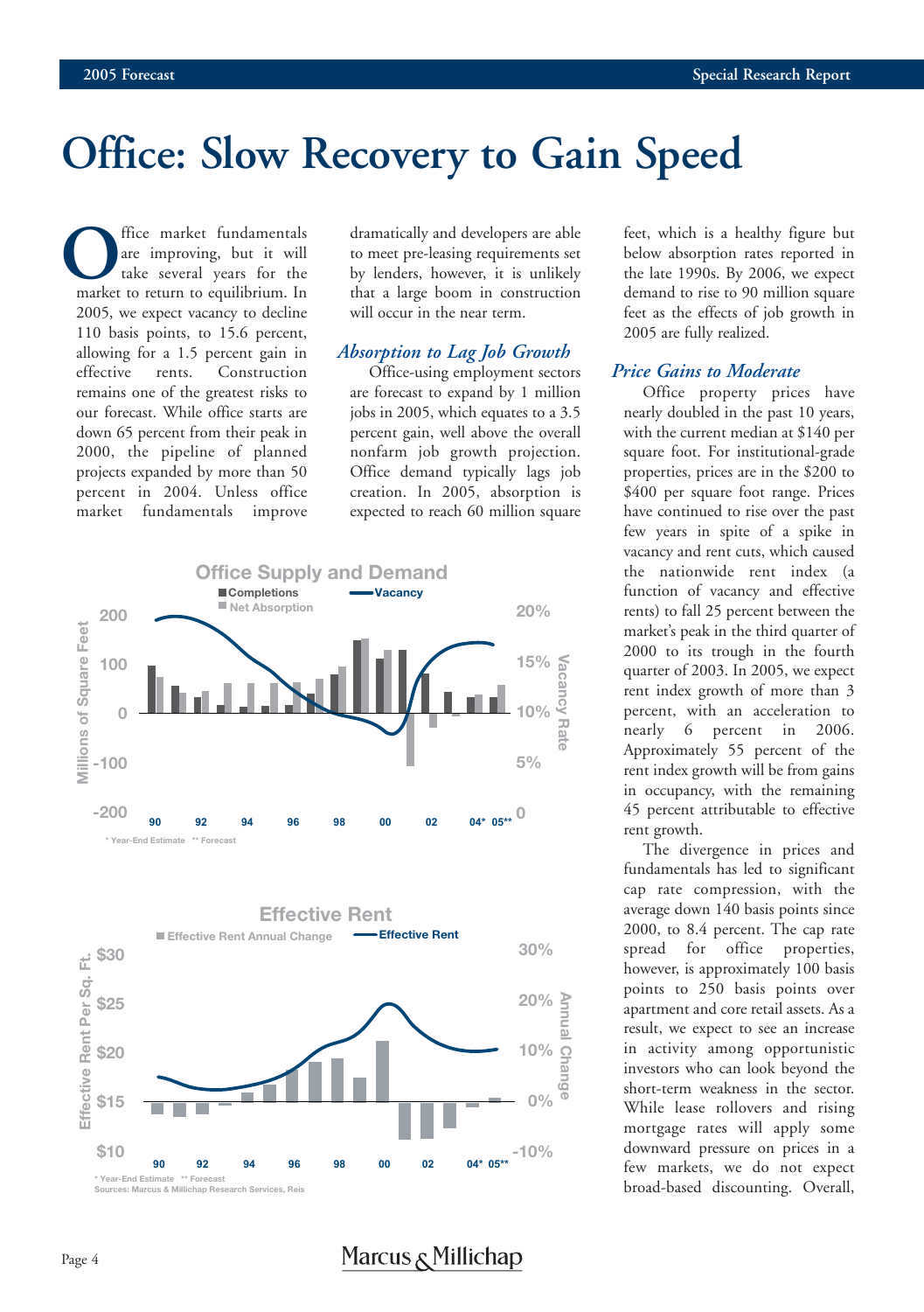# Office: Slow Recovery to Gain Speed

Office market fundamentals are improving, but it will take several years for the market to return to equilibrium. In 2005, we expect vacancy to decline 110 basis points, to 15.6 percent, allowing for a 1.5 percent gain in effective rents. Construction remains one of the greatest risks to our forecast. While office starts are down 65 percent from their peak in 2000, the pipeline of planned projects expanded by more than 50 percent in 2004. Unless office market fundamentals improve dramatically and developers are able to meet pre-leasing requirements set by lenders, however, it is unlikely that a large boom in construction will occur in the near term.

## *Absorption to Lag Job Growth*

Office-using employment sectors are forecast to expand by 1 million jobs in 2005, which equates to a 3.5 percent gain, well above the overall nonfarm job growth projection. Office demand typically lags job creation. In 2005, absorption is expected to reach 60 million square feet, which is a healthy figure but below absorption rates reported in the late 1990s. By 2006, we expect demand to rise to 90 million square feet as the effects of job growth in 2005 are fully realized.

## *Price Gains to Moderate*

Office property prices have nearly doubled in the past 10 years, with the current median at $140 per square foot. For institutional-grade properties, prices are in the $200 to $400 per square foot range. Prices have continued to rise over the past few years in spite of a spike in vacancy and rent cuts, which caused the nationwide rent index (a function of vacancy and effective rents) to fall 25 percent between the market's peak in the third quarter of 2000 to its trough in the fourth quarter of 2003. In 2005, we expect rent index growth of more than 3 percent, with an acceleration to nearly 6 percent in 2006. Approximately 55 percent of the rent index growth will be from gains in occupancy, with the remaining 45 percent attributable to effective rent growth.

The divergence in prices and fundamentals has led to significant cap rate compression, with the average down 140 basis points since 2000, to 8.4 percent. The cap rate spread for office properties, however, is approximately 100 basis points to 250 basis points over apartment and core retail assets. As a result, we expect to see an increase in activity among opportunistic investors who can look beyond the short-term weakness in the sector. While lease rollovers and rising mortgage rates will apply some downward pressure on prices in a few markets, we do not expect broad-based discounting. Overall,

**Office Supply and Demand**

\* Year-End Estimate ** Forecast

**Effective Rent**

\* Year-End Estimate ** Forecast
Sources: Marcus & Millichap Research Services, Reis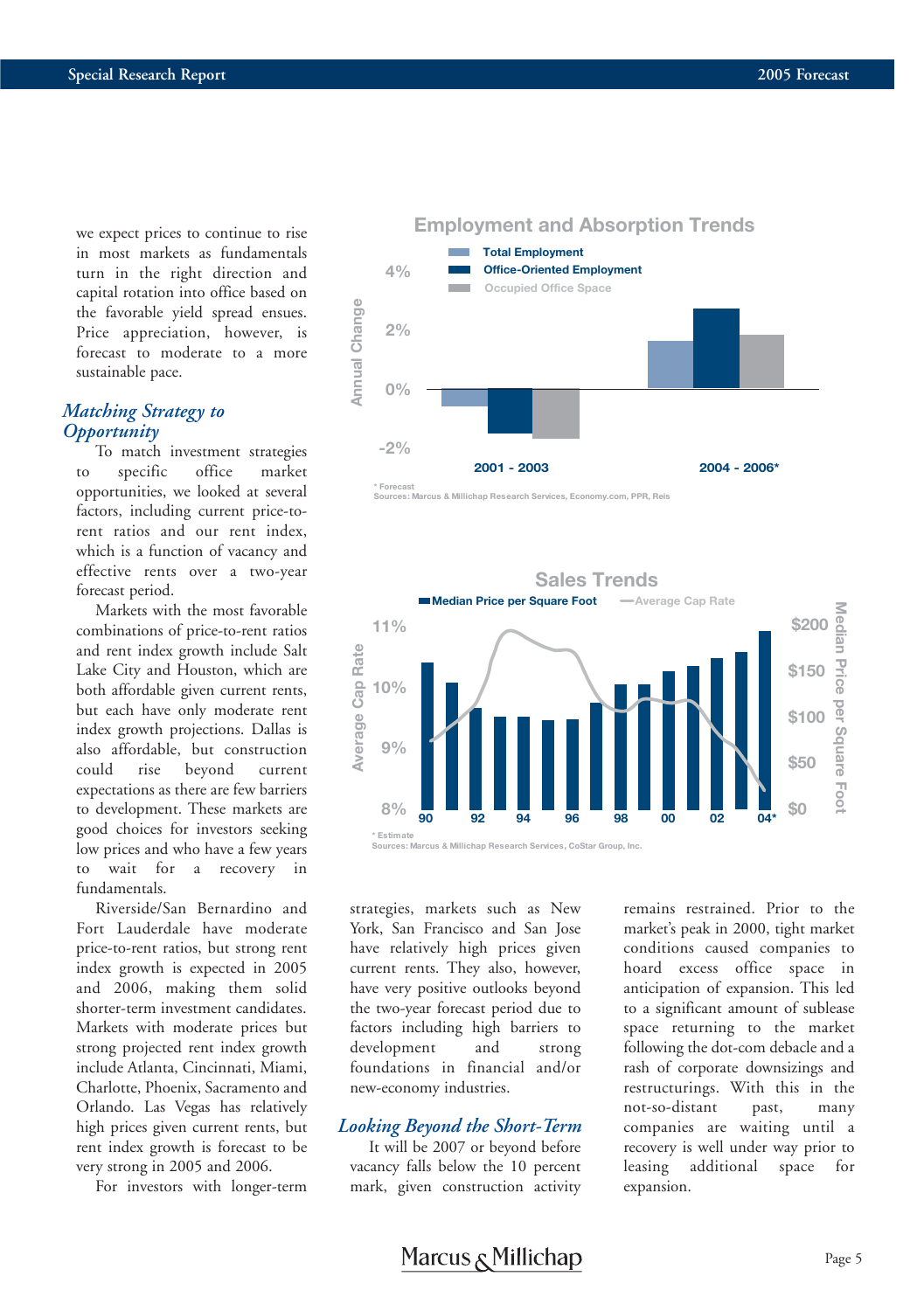we expect prices to continue to rise in most markets as fundamentals turn in the right direction and capital rotation into office based on the favorable yield spread ensues. Price appreciation, however, is forecast to moderate to a more sustainable pace.

## *Matching Strategy to Opportunity*

To match investment strategies to specific office market opportunities, we looked at several factors, including current price-to-rent ratios and our rent index, which is a function of vacancy and effective rents over a two-year forecast period.

Markets with the most favorable combinations of price-to-rent ratios and rent index growth include Salt Lake City and Houston, which are both affordable given current rents, but each have only moderate rent index growth projections. Dallas is also affordable, but construction could rise beyond current expectations as there are few barriers to development. These markets are good choices for investors seeking low prices and who have a few years to wait for a recovery in fundamentals.

Riverside/San Bernardino and Fort Lauderdale have moderate price-to-rent ratios, but strong rent index growth is expected in 2005 and 2006, making them solid shorter-term investment candidates. Markets with moderate prices but strong projected rent index growth include Atlanta, Cincinnati, Miami, Charlotte, Phoenix, Sacramento and Orlando. Las Vegas has relatively high prices given current rents, but rent index growth is forecast to be very strong in 2005 and 2006.

For investors with longer-term strategies, markets such as New York, San Francisco and San Jose have relatively high prices given current rents. They also, however, have very positive outlooks beyond the two-year forecast period due to factors including high barriers to development and strong foundations in financial and/or new-economy industries.

## *Looking Beyond the Short-Term*

It will be 2007 or beyond before vacancy falls below the 10 percent mark, given construction activity remains restrained. Prior to the market's peak in 2000, tight market conditions caused companies to hoard excess office space in anticipation of expansion. This led to a significant amount of sublease space returning to the market following the dot-com debacle and a rash of corporate downsizings and restructurings. With this in the not-so-distant past, many companies are waiting until a recovery is well under way prior to leasing additional space for expansion.

**Employment and Absorption Trends**

* Forecast
Sources: Marcus & Millichap Research Services, Economy.com, PPR, Reis

**Sales Trends**

* Estimate
Sources: Marcus & Millichap Research Services, CoStar Group, Inc.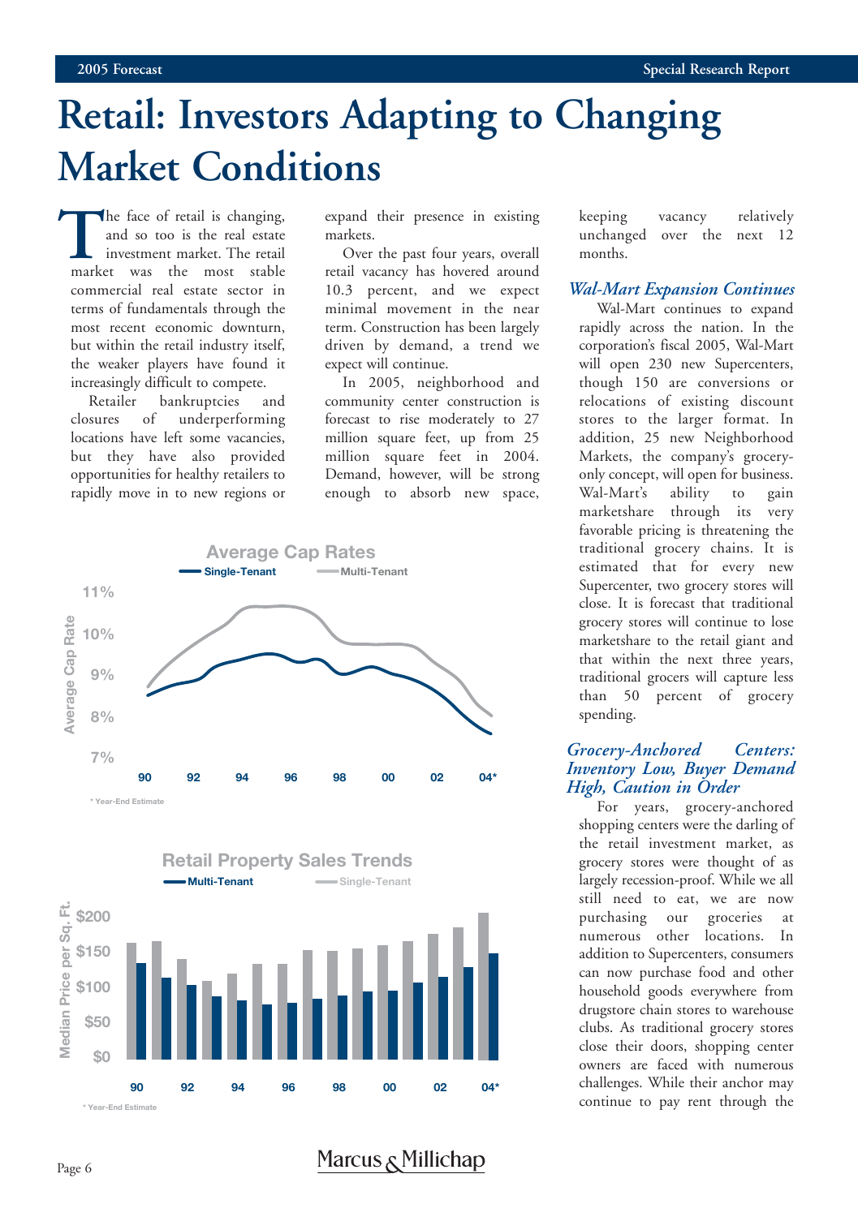# Retail: Investors Adapting to Changing Market Conditions

The face of retail is changing, and so too is the real estate investment market. The retail market was the most stable commercial real estate sector in terms of fundamentals through the most recent economic downturn, but within the retail industry itself, the weaker players have found it increasingly difficult to compete.

Retailer bankruptcies and closures of underperforming locations have left some vacancies, but they have also provided opportunities for healthy retailers to rapidly move in to new regions or expand their presence in existing markets.

Over the past four years, overall retail vacancy has hovered around 10.3 percent, and we expect minimal movement in the near term. Construction has been largely driven by demand, a trend we expect will continue.

In 2005, neighborhood and community center construction is forecast to rise moderately to 27 million square feet, up from 25 million square feet in 2004. Demand, however, will be strong enough to absorb new space, keeping vacancy relatively unchanged over the next 12 months.

**Average Cap Rates**

Single-Tenant / Multi-Tenant

Average Cap Rate: 7%–11%; years 90–04*

\* Year-End Estimate

**Retail Property Sales Trends**

Multi-Tenant / Single-Tenant

Median Price per Sq. Ft.: $0–$200; years 90–04*

\* Year-End Estimate

## *Wal-Mart Expansion Continues*

Wal-Mart continues to expand rapidly across the nation. In the corporation's fiscal 2005, Wal-Mart will open 230 new Supercenters, though 150 are conversions or relocations of existing discount stores to the larger format. In addition, 25 new Neighborhood Markets, the company's grocery-only concept, will open for business. Wal-Mart's ability to gain marketshare through its very favorable pricing is threatening the traditional grocery chains. It is estimated that for every new Supercenter, two grocery stores will close. It is forecast that traditional grocery stores will continue to lose marketshare to the retail giant and that within the next three years, traditional grocers will capture less than 50 percent of grocery spending.

## *Grocery-Anchored Centers: Inventory Low, Buyer Demand High, Caution in Order*

For years, grocery-anchored shopping centers were the darling of the retail investment market, as grocery stores were thought of as largely recession-proof. While we all still need to eat, we are now purchasing our groceries at numerous other locations. In addition to Supercenters, consumers can now purchase food and other household goods everywhere from drugstore chain stores to warehouse clubs. As traditional grocery stores close their doors, shopping center owners are faced with numerous challenges. While their anchor may continue to pay rent through the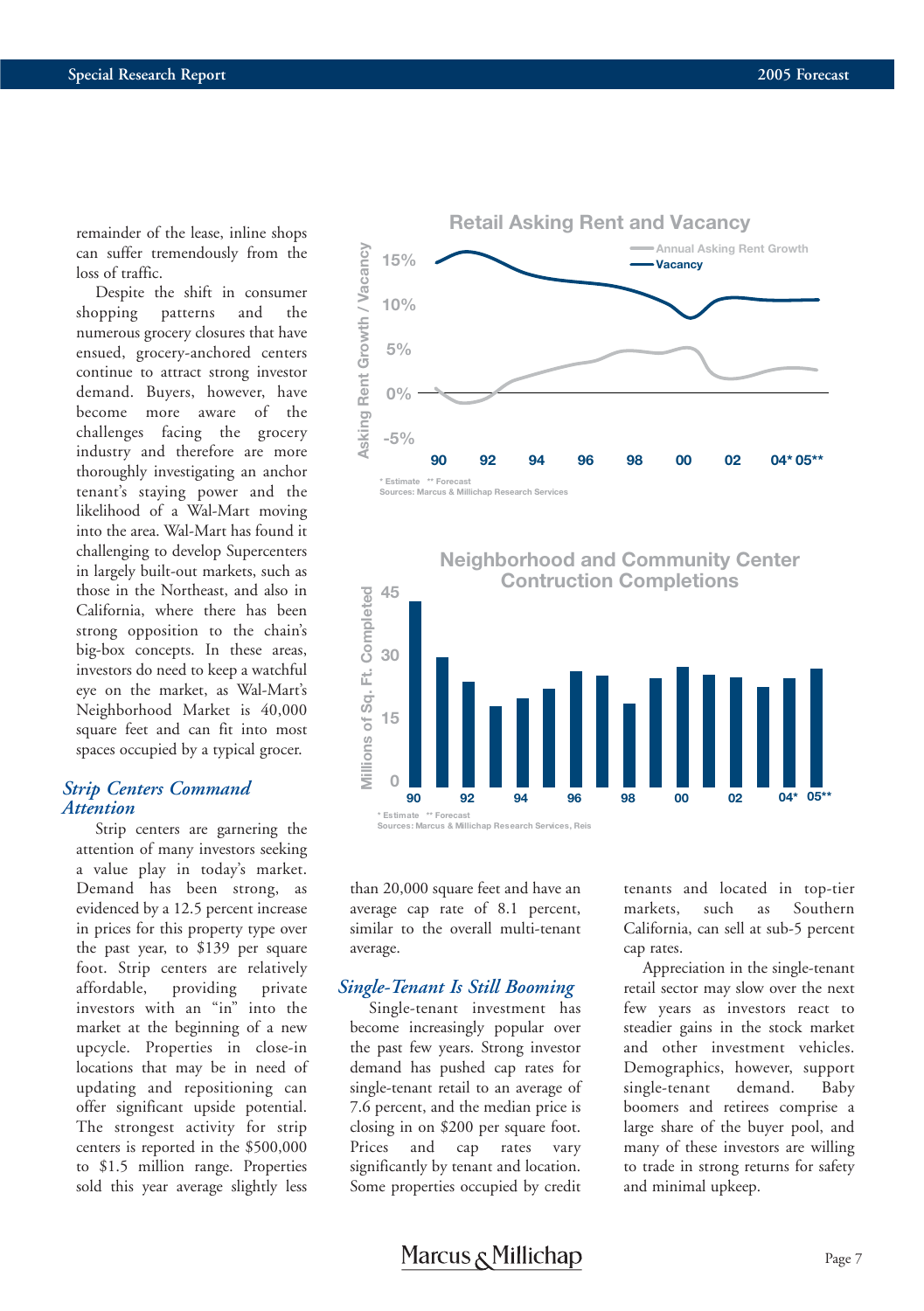remainder of the lease, inline shops can suffer tremendously from the loss of traffic.

Despite the shift in consumer shopping patterns and the numerous grocery closures that have ensued, grocery-anchored centers continue to attract strong investor demand. Buyers, however, have become more aware of the challenges facing the grocery industry and therefore are more thoroughly investigating an anchor tenant's staying power and the likelihood of a Wal-Mart moving into the area. Wal-Mart has found it challenging to develop Supercenters in largely built-out markets, such as those in the Northeast, and also in California, where there has been strong opposition to the chain's big-box concepts. In these areas, investors do need to keep a watchful eye on the market, as Wal-Mart's Neighborhood Market is 40,000 square feet and can fit into most spaces occupied by a typical grocer.

## *Strip Centers Command Attention*

Strip centers are garnering the attention of many investors seeking a value play in today's market. Demand has been strong, as evidenced by a 12.5 percent increase in prices for this property type over the past year, to $139 per square foot. Strip centers are relatively affordable, providing private investors with an "in" into the market at the beginning of a new upcycle. Properties in close-in locations that may be in need of updating and repositioning can offer significant upside potential. The strongest activity for strip centers is reported in the $500,000 to $1.5 million range. Properties sold this year average slightly less than 20,000 square feet and have an average cap rate of 8.1 percent, similar to the overall multi-tenant average.

**Retail Asking Rent and Vacancy**

\* Estimate ** Forecast
Sources: Marcus & Millichap Research Services

**Neighborhood and Community Center Contruction Completions**

\* Estimate ** Forecast
Sources: Marcus & Millichap Research Services, Reis

## *Single-Tenant Is Still Booming*

Single-tenant investment has become increasingly popular over the past few years. Strong investor demand has pushed cap rates for single-tenant retail to an average of 7.6 percent, and the median price is closing in on $200 per square foot. Prices and cap rates vary significantly by tenant and location. Some properties occupied by credit tenants and located in top-tier markets, such as Southern California, can sell at sub-5 percent cap rates.

Appreciation in the single-tenant retail sector may slow over the next few years as investors react to steadier gains in the stock market and other investment vehicles. Demographics, however, support single-tenant demand. Baby boomers and retirees comprise a large share of the buyer pool, and many of these investors are willing to trade in strong returns for safety and minimal upkeep.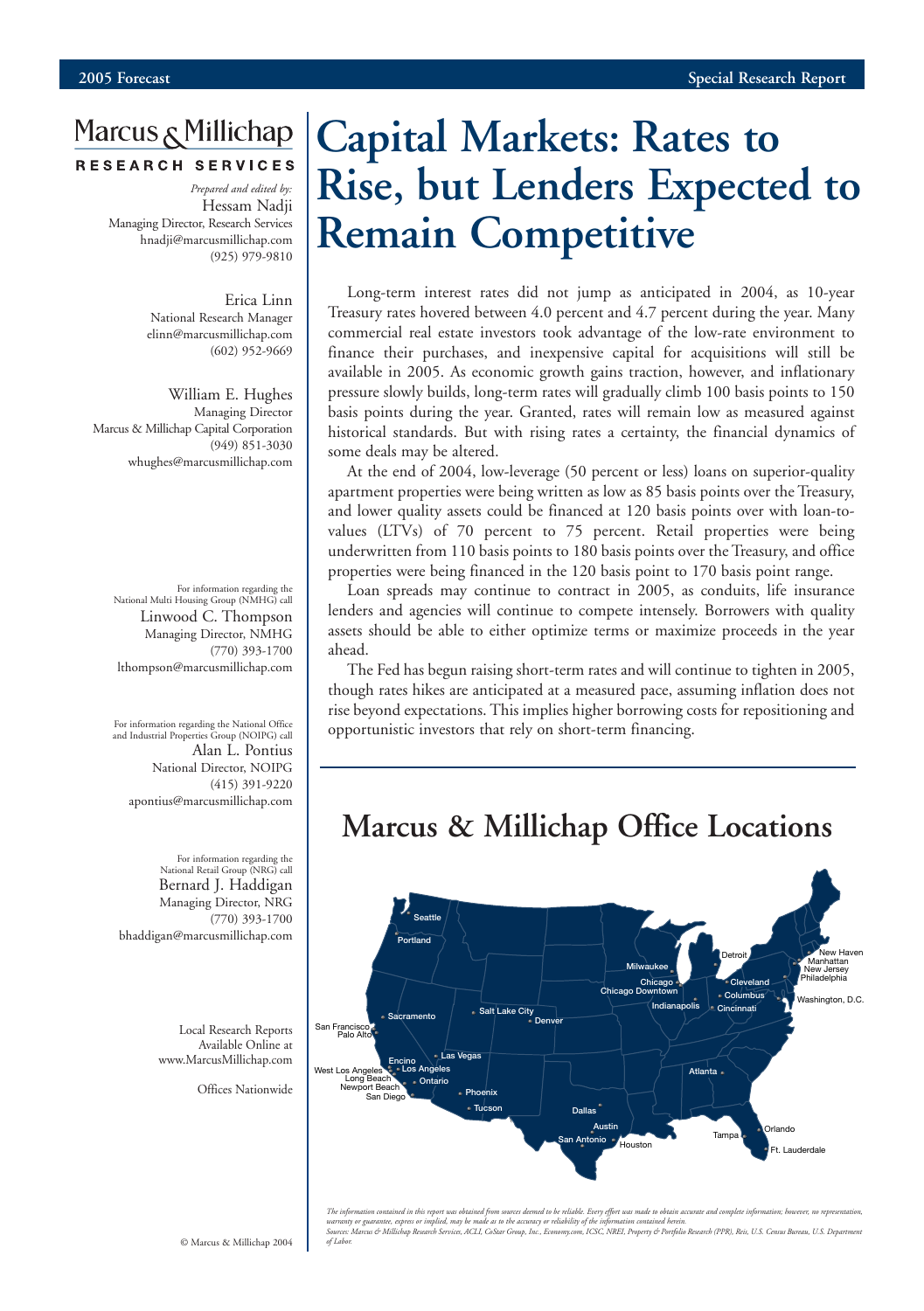# Capital Markets: Rates to Rise, but Lenders Expected to Remain Competitive

Long-term interest rates did not jump as anticipated in 2004, as 10-year Treasury rates hovered between 4.0 percent and 4.7 percent during the year. Many commercial real estate investors took advantage of the low-rate environment to finance their purchases, and inexpensive capital for acquisitions will still be available in 2005. As economic growth gains traction, however, and inflationary pressure slowly builds, long-term rates will gradually climb 100 basis points to 150 basis points during the year. Granted, rates will remain low as measured against historical standards. But with rising rates a certainty, the financial dynamics of some deals may be altered.

At the end of 2004, low-leverage (50 percent or less) loans on superior-quality apartment properties were being written as low as 85 basis points over the Treasury, and lower quality assets could be financed at 120 basis points over with loan-to-values (LTVs) of 70 percent to 75 percent. Retail properties were being underwritten from 110 basis points to 180 basis points over the Treasury, and office properties were being financed in the 120 basis point to 170 basis point range.

Loan spreads may continue to contract in 2005, as conduits, life insurance lenders and agencies will continue to compete intensely. Borrowers with quality assets should be able to either optimize terms or maximize proceeds in the year ahead.

The Fed has begun raising short-term rates and will continue to tighten in 2005, though rates hikes are anticipated at a measured pace, assuming inflation does not rise beyond expectations. This implies higher borrowing costs for repositioning and opportunistic investors that rely on short-term financing.

## Marcus & Millichap Office Locations

Seattle
Portland
Sacramento
San Francisco
Palo Alto
Encino
West Los Angeles
Los Angeles
Long Beach
Newport Beach
Ontario
San Diego
Las Vegas
Salt Lake City
Denver
Phoenix
Tucson
Dallas
Austin
San Antonio
Houston
Milwaukee
Chicago
Chicago Downtown
Indianapolis
Detroit
Cleveland
Columbus
Cincinnati
Atlanta
Tampa
Orlando
Ft. Lauderdale
New Haven
Manhattan
New Jersey
Philadelphia
Washington, D.C.

Marcus & Millichap
RESEARCH SERVICES

*Prepared and edited by:*
Hessam Nadji
Managing Director, Research Services
hnadji@marcusmillichap.com
(925) 979-9810

Erica Linn
National Research Manager
elinn@marcusmillichap.com
(602) 952-9669

William E. Hughes
Managing Director
Marcus & Millichap Capital Corporation
(949) 851-3030
whughes@marcusmillichap.com

For information regarding the National Multi Housing Group (NMHG) call
Linwood C. Thompson
Managing Director, NMHG
(770) 393-1700
lthompson@marcusmillichap.com

For information regarding the National Office and Industrial Properties Group (NOIPG) call
Alan L. Pontius
National Director, NOIPG
(415) 391-9220
apontius@marcusmillichap.com

For information regarding the National Retail Group (NRG) call
Bernard J. Haddigan
Managing Director, NRG
(770) 393-1700
bhaddigan@marcusmillichap.com

Local Research Reports Available Online at www.MarcusMillichap.com

Offices Nationwide

© Marcus & Millichap 2004

*The information contained in this report was obtained from sources deemed to be reliable. Every effort was made to obtain accurate and complete information; however, no representation, warranty or guarantee, express or implied, may be made as to the accuracy or reliability of the information contained herein.*
*Sources: Marcus & Millichap Research Services, ACLI, CoStar Group, Inc., Economy.com, ICSC, NREI, Property & Portfolio Research (PPR), Reis, U.S. Census Bureau, U.S. Department of Labor.*